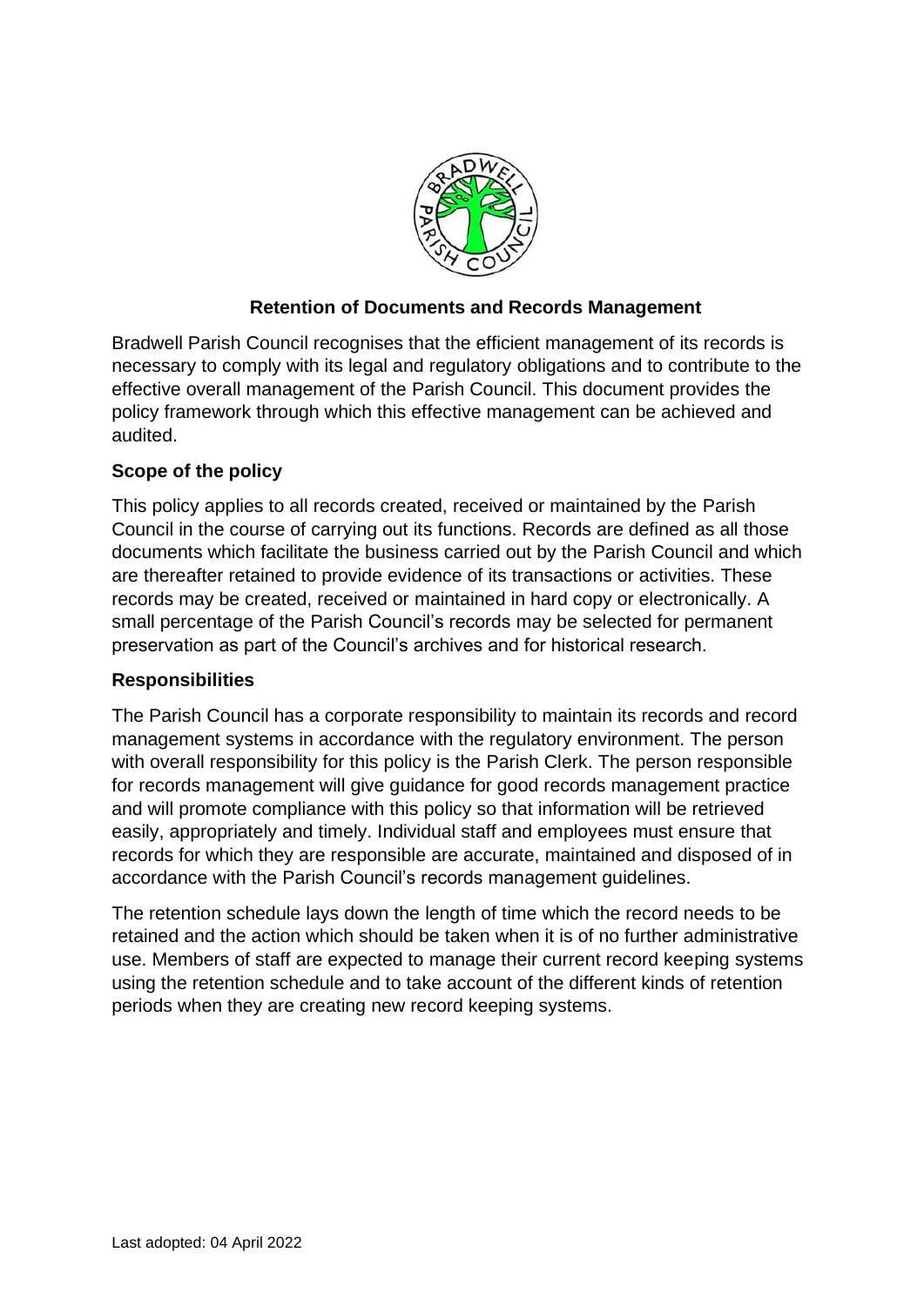## Retention of Documents and Records Management

Bradwell Parish Council recognises that the efficient management of its records is necessary to comply with its legal and regulatory obligations and to contribute to the effective overall management of the Parish Council. This document provides the policy framework through which this effective management can be achieved and audited.

### Scope of the policy

This policy applies to all records created, received or maintained by the Parish Council in the course of carrying out its functions. Records are defined as all those documents which facilitate the business carried out by the Parish Council and which are thereafter retained to provide evidence of its transactions or activities. These records may be created, received or maintained in hard copy or electronically. A small percentage of the Parish Council's records may be selected for permanent preservation as part of the Council's archives and for historical research.

### Responsibilities

The Parish Council has a corporate responsibility to maintain its records and record management systems in accordance with the regulatory environment. The person with overall responsibility for this policy is the Parish Clerk. The person responsible for records management will give guidance for good records management practice and will promote compliance with this policy so that information will be retrieved easily, appropriately and timely. Individual staff and employees must ensure that records for which they are responsible are accurate, maintained and disposed of in accordance with the Parish Council's records management guidelines.

The retention schedule lays down the length of time which the record needs to be retained and the action which should be taken when it is of no further administrative use. Members of staff are expected to manage their current record keeping systems using the retention schedule and to take account of the different kinds of retention periods when they are creating new record keeping systems.

Last adopted: 04 April 2022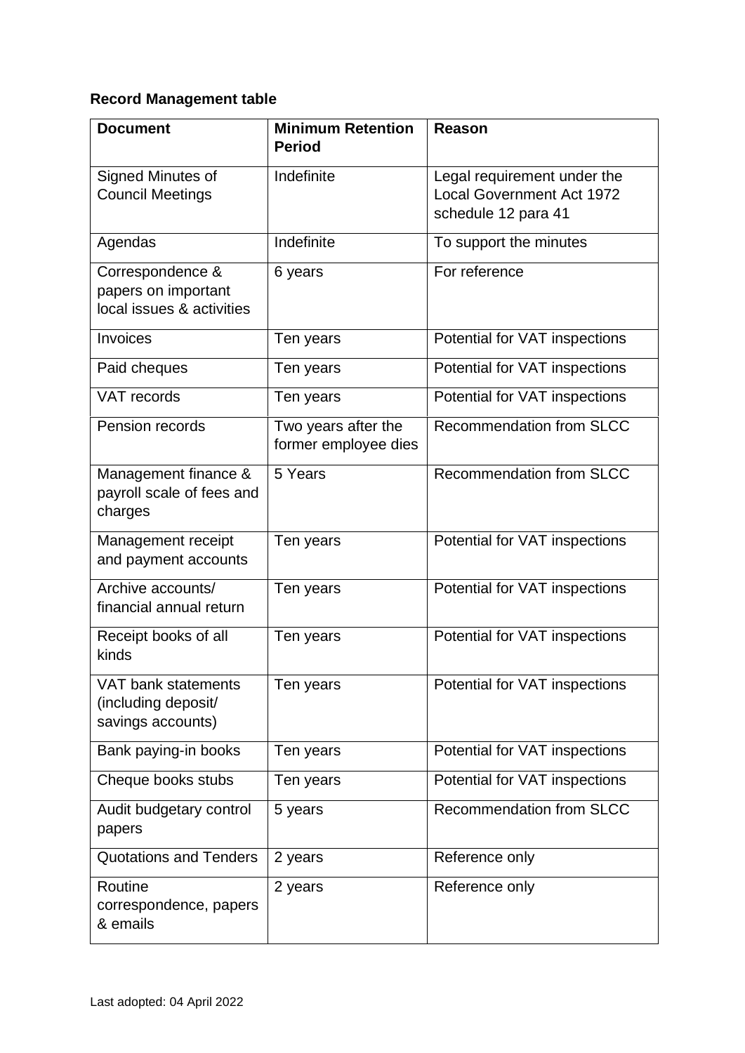**Record Management table**

| Document | Minimum Retention Period | Reason |
|---|---|---|
| Signed Minutes of Council Meetings | Indefinite | Legal requirement under the Local Government Act 1972 schedule 12 para 41 |
| Agendas | Indefinite | To support the minutes |
| Correspondence & papers on important local issues & activities | 6 years | For reference |
| Invoices | Ten years | Potential for VAT inspections |
| Paid cheques | Ten years | Potential for VAT inspections |
| VAT records | Ten years | Potential for VAT inspections |
| Pension records | Two years after the former employee dies | Recommendation from SLCC |
| Management finance & payroll scale of fees and charges | 5 Years | Recommendation from SLCC |
| Management receipt and payment accounts | Ten years | Potential for VAT inspections |
| Archive accounts/ financial annual return | Ten years | Potential for VAT inspections |
| Receipt books of all kinds | Ten years | Potential for VAT inspections |
| VAT bank statements (including deposit/ savings accounts) | Ten years | Potential for VAT inspections |
| Bank paying-in books | Ten years | Potential for VAT inspections |
| Cheque books stubs | Ten years | Potential for VAT inspections |
| Audit budgetary control papers | 5 years | Recommendation from SLCC |
| Quotations and Tenders | 2 years | Reference only |
| Routine correspondence, papers & emails | 2 years | Reference only |

Last adopted: 04 April 2022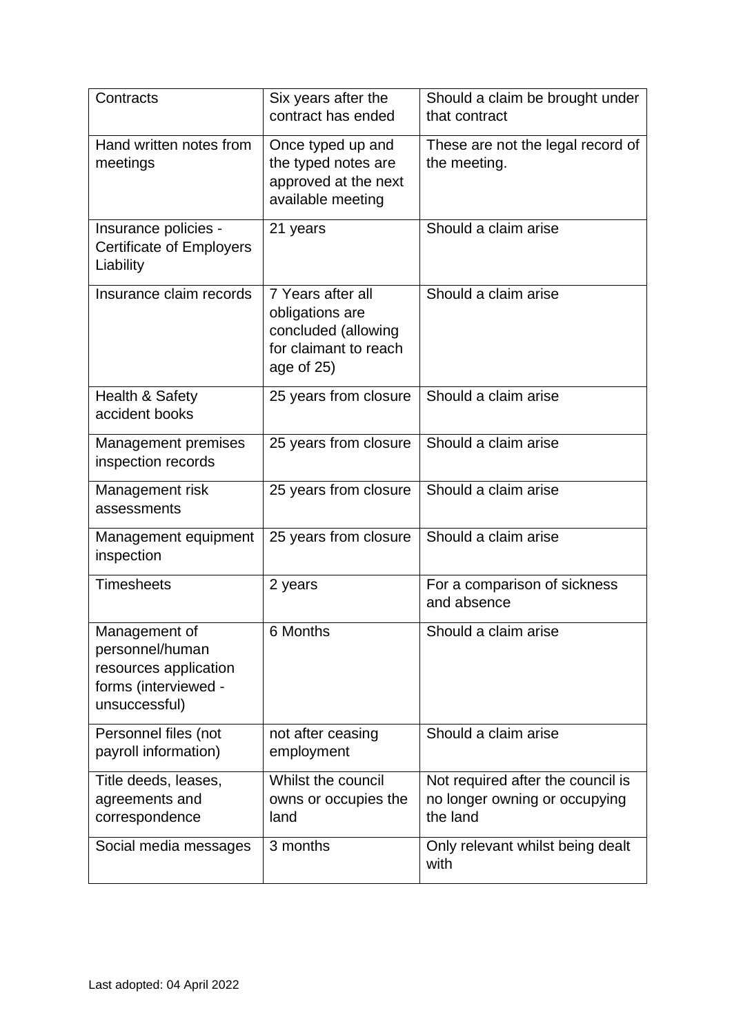| Contracts | Six years after the contract has ended | Should a claim be brought under that contract |
|---|---|---|
| Hand written notes from meetings | Once typed up and the typed notes are approved at the next available meeting | These are not the legal record of the meeting. |
| Insurance policies - Certificate of Employers Liability | 21 years | Should a claim arise |
| Insurance claim records | 7 Years after all obligations are concluded (allowing for claimant to reach age of 25) | Should a claim arise |
| Health & Safety accident books | 25 years from closure | Should a claim arise |
| Management premises inspection records | 25 years from closure | Should a claim arise |
| Management risk assessments | 25 years from closure | Should a claim arise |
| Management equipment inspection | 25 years from closure | Should a claim arise |
| Timesheets | 2 years | For a comparison of sickness and absence |
| Management of personnel/human resources application forms (interviewed - unsuccessful) | 6 Months | Should a claim arise |
| Personnel files (not payroll information) | not after ceasing employment | Should a claim arise |
| Title deeds, leases, agreements and correspondence | Whilst the council owns or occupies the land | Not required after the council is no longer owning or occupying the land |
| Social media messages | 3 months | Only relevant whilst being dealt with |

Last adopted: 04 April 2022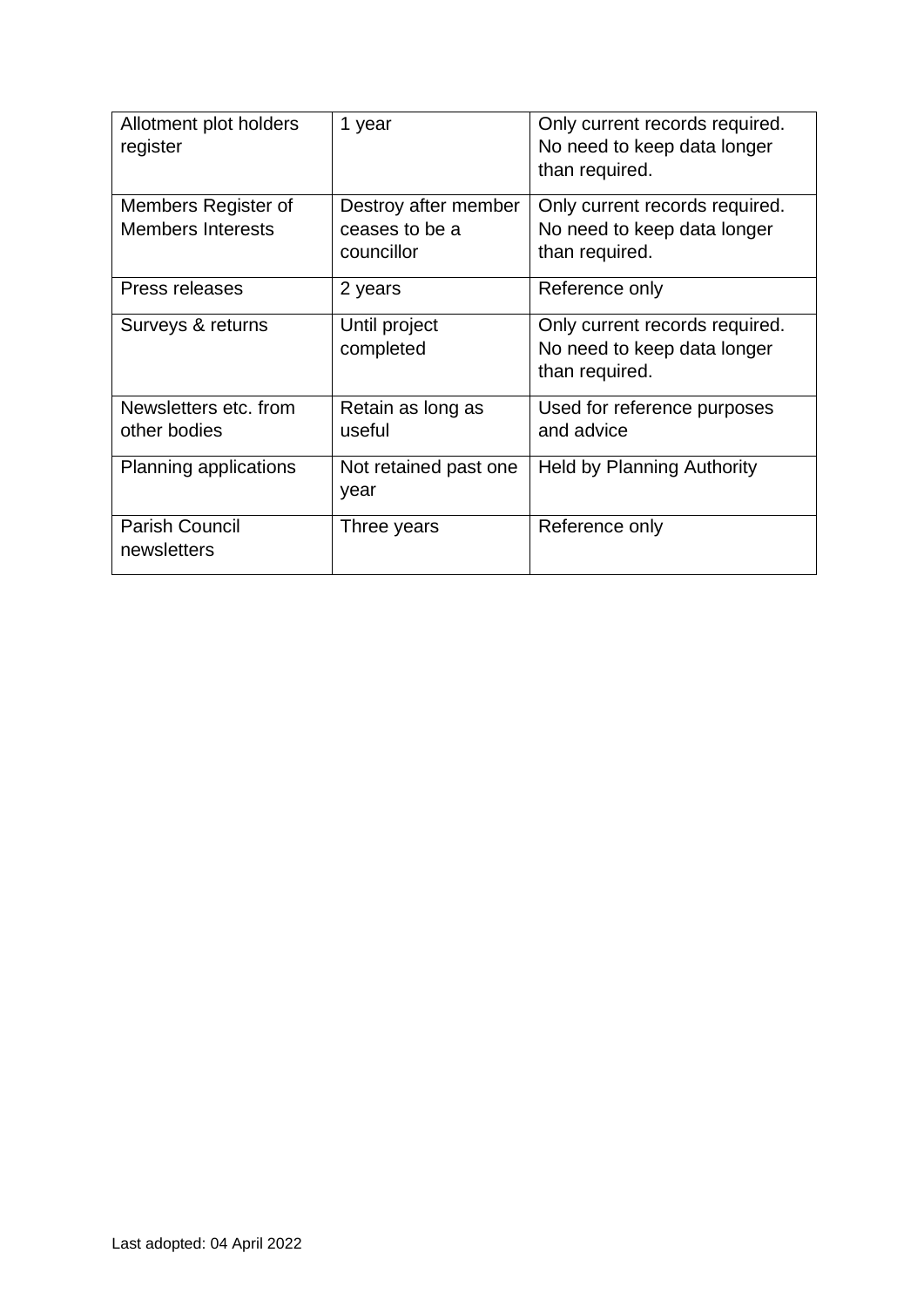| | | |
|---|---|---|
| Allotment plot holders register | 1 year | Only current records required. No need to keep data longer than required. |
| Members Register of Members Interests | Destroy after member ceases to be a councillor | Only current records required. No need to keep data longer than required. |
| Press releases | 2 years | Reference only |
| Surveys & returns | Until project completed | Only current records required. No need to keep data longer than required. |
| Newsletters etc. from other bodies | Retain as long as useful | Used for reference purposes and advice |
| Planning applications | Not retained past one year | Held by Planning Authority |
| Parish Council newsletters | Three years | Reference only |

Last adopted: 04 April 2022